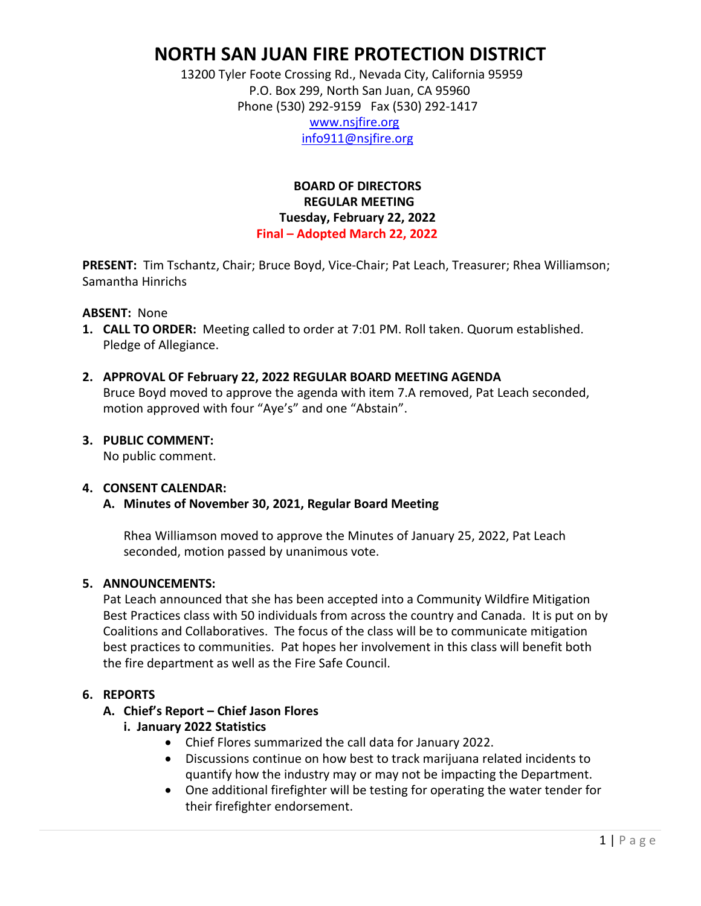# NORTH SAN JUAN FIRE PROTECTION DISTRICT

13200 Tyler Foote Crossing Rd., Nevada City, California 95959
P.O. Box 299, North San Juan, CA 95960
Phone (530) 292-9159 Fax (530) 292-1417
www.nsjfire.org
info911@nsjfire.org

**BOARD OF DIRECTORS**
**REGULAR MEETING**
**Tuesday, February 22, 2022**
**Final – Adopted March 22, 2022**

**PRESENT:** Tim Tschantz, Chair; Bruce Boyd, Vice-Chair; Pat Leach, Treasurer; Rhea Williamson; Samantha Hinrichs

**ABSENT:** None

1. **CALL TO ORDER:** Meeting called to order at 7:01 PM. Roll taken. Quorum established. Pledge of Allegiance.

2. **APPROVAL OF February 22, 2022 REGULAR BOARD MEETING AGENDA**
   Bruce Boyd moved to approve the agenda with item 7.A removed, Pat Leach seconded, motion approved with four "Aye's" and one "Abstain".

3. **PUBLIC COMMENT:**
   No public comment.

4. **CONSENT CALENDAR:**
   **A. Minutes of November 30, 2021, Regular Board Meeting**

   Rhea Williamson moved to approve the Minutes of January 25, 2022, Pat Leach seconded, motion passed by unanimous vote.

5. **ANNOUNCEMENTS:**
   Pat Leach announced that she has been accepted into a Community Wildfire Mitigation Best Practices class with 50 individuals from across the country and Canada. It is put on by Coalitions and Collaboratives. The focus of the class will be to communicate mitigation best practices to communities. Pat hopes her involvement in this class will benefit both the fire department as well as the Fire Safe Council.

6. **REPORTS**
   **A. Chief's Report – Chief Jason Flores**
   **i. January 2022 Statistics**
   - Chief Flores summarized the call data for January 2022.
   - Discussions continue on how best to track marijuana related incidents to quantify how the industry may or may not be impacting the Department.
   - One additional firefighter will be testing for operating the water tender for their firefighter endorsement.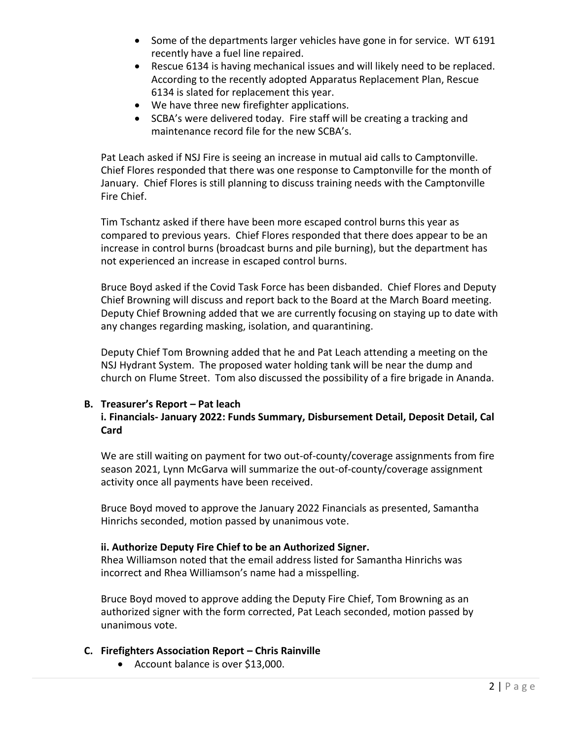- Some of the departments larger vehicles have gone in for service. WT 6191 recently have a fuel line repaired.
- Rescue 6134 is having mechanical issues and will likely need to be replaced. According to the recently adopted Apparatus Replacement Plan, Rescue 6134 is slated for replacement this year.
- We have three new firefighter applications.
- SCBA's were delivered today. Fire staff will be creating a tracking and maintenance record file for the new SCBA's.

Pat Leach asked if NSJ Fire is seeing an increase in mutual aid calls to Camptonville. Chief Flores responded that there was one response to Camptonville for the month of January. Chief Flores is still planning to discuss training needs with the Camptonville Fire Chief.

Tim Tschantz asked if there have been more escaped control burns this year as compared to previous years. Chief Flores responded that there does appear to be an increase in control burns (broadcast burns and pile burning), but the department has not experienced an increase in escaped control burns.

Bruce Boyd asked if the Covid Task Force has been disbanded. Chief Flores and Deputy Chief Browning will discuss and report back to the Board at the March Board meeting. Deputy Chief Browning added that we are currently focusing on staying up to date with any changes regarding masking, isolation, and quarantining.

Deputy Chief Tom Browning added that he and Pat Leach attending a meeting on the NSJ Hydrant System. The proposed water holding tank will be near the dump and church on Flume Street. Tom also discussed the possibility of a fire brigade in Ananda.

**B. Treasurer's Report – Pat leach**

**i. Financials- January 2022: Funds Summary, Disbursement Detail, Deposit Detail, Cal Card**

We are still waiting on payment for two out-of-county/coverage assignments from fire season 2021, Lynn McGarva will summarize the out-of-county/coverage assignment activity once all payments have been received.

Bruce Boyd moved to approve the January 2022 Financials as presented, Samantha Hinrichs seconded, motion passed by unanimous vote.

**ii. Authorize Deputy Fire Chief to be an Authorized Signer.**

Rhea Williamson noted that the email address listed for Samantha Hinrichs was incorrect and Rhea Williamson's name had a misspelling.

Bruce Boyd moved to approve adding the Deputy Fire Chief, Tom Browning as an authorized signer with the form corrected, Pat Leach seconded, motion passed by unanimous vote.

**C. Firefighters Association Report – Chris Rainville**

- Account balance is over $13,000.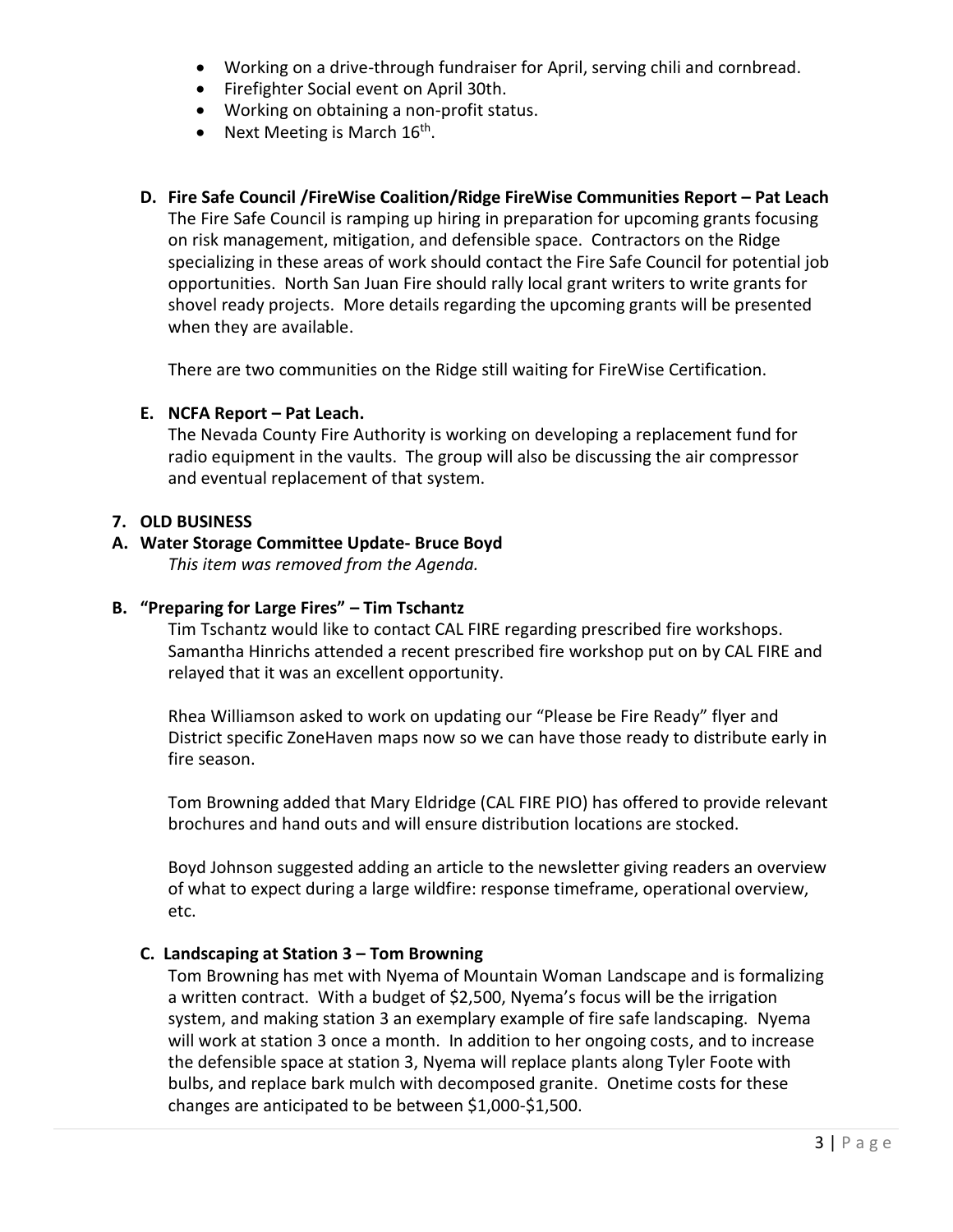- Working on a drive-through fundraiser for April, serving chili and cornbread.
- Firefighter Social event on April 30th.
- Working on obtaining a non-profit status.
- Next Meeting is March 16th.

**D. Fire Safe Council /FireWise Coalition/Ridge FireWise Communities Report – Pat Leach**

The Fire Safe Council is ramping up hiring in preparation for upcoming grants focusing on risk management, mitigation, and defensible space. Contractors on the Ridge specializing in these areas of work should contact the Fire Safe Council for potential job opportunities. North San Juan Fire should rally local grant writers to write grants for shovel ready projects. More details regarding the upcoming grants will be presented when they are available.

There are two communities on the Ridge still waiting for FireWise Certification.

**E. NCFA Report – Pat Leach.**

The Nevada County Fire Authority is working on developing a replacement fund for radio equipment in the vaults. The group will also be discussing the air compressor and eventual replacement of that system.

**7. OLD BUSINESS**

**A. Water Storage Committee Update- Bruce Boyd**

*This item was removed from the Agenda.*

**B. "Preparing for Large Fires" – Tim Tschantz**

Tim Tschantz would like to contact CAL FIRE regarding prescribed fire workshops. Samantha Hinrichs attended a recent prescribed fire workshop put on by CAL FIRE and relayed that it was an excellent opportunity.

Rhea Williamson asked to work on updating our "Please be Fire Ready" flyer and District specific ZoneHaven maps now so we can have those ready to distribute early in fire season.

Tom Browning added that Mary Eldridge (CAL FIRE PIO) has offered to provide relevant brochures and hand outs and will ensure distribution locations are stocked.

Boyd Johnson suggested adding an article to the newsletter giving readers an overview of what to expect during a large wildfire: response timeframe, operational overview, etc.

**C. Landscaping at Station 3 – Tom Browning**

Tom Browning has met with Nyema of Mountain Woman Landscape and is formalizing a written contract. With a budget of $2,500, Nyema's focus will be the irrigation system, and making station 3 an exemplary example of fire safe landscaping. Nyema will work at station 3 once a month. In addition to her ongoing costs, and to increase the defensible space at station 3, Nyema will replace plants along Tyler Foote with bulbs, and replace bark mulch with decomposed granite. Onetime costs for these changes are anticipated to be between $1,000-$1,500.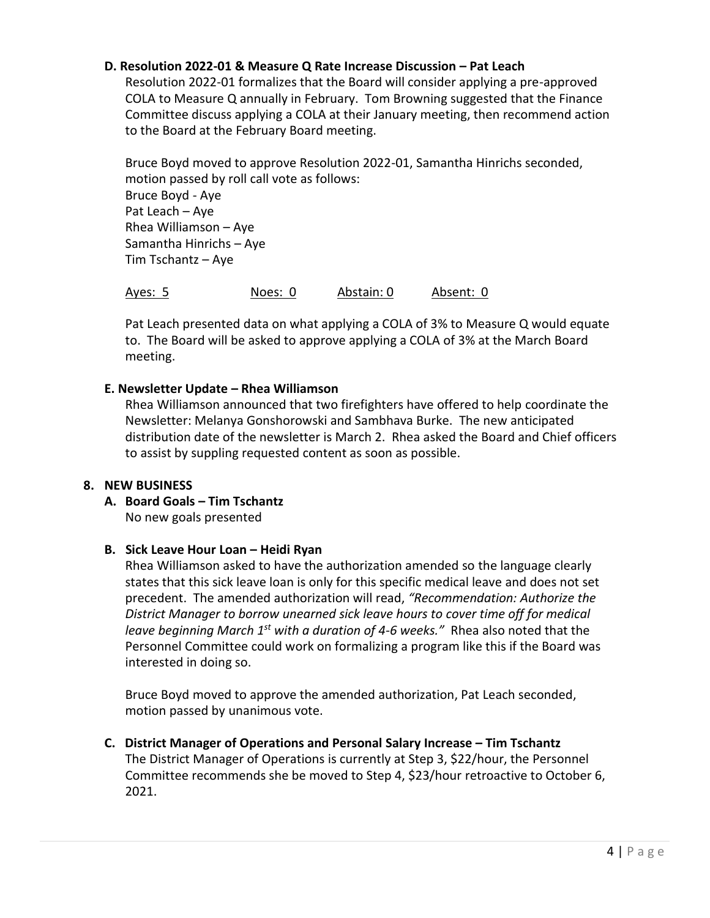**D. Resolution 2022-01 & Measure Q Rate Increase Discussion – Pat Leach**

Resolution 2022-01 formalizes that the Board will consider applying a pre-approved COLA to Measure Q annually in February. Tom Browning suggested that the Finance Committee discuss applying a COLA at their January meeting, then recommend action to the Board at the February Board meeting.

Bruce Boyd moved to approve Resolution 2022-01, Samantha Hinrichs seconded, motion passed by roll call vote as follows:
Bruce Boyd - Aye
Pat Leach – Aye
Rhea Williamson – Aye
Samantha Hinrichs – Aye
Tim Tschantz – Aye

Ayes: 5 Noes: 0 Abstain: 0 Absent: 0

Pat Leach presented data on what applying a COLA of 3% to Measure Q would equate to. The Board will be asked to approve applying a COLA of 3% at the March Board meeting.

**E. Newsletter Update – Rhea Williamson**

Rhea Williamson announced that two firefighters have offered to help coordinate the Newsletter: Melanya Gonshorowski and Sambhava Burke. The new anticipated distribution date of the newsletter is March 2. Rhea asked the Board and Chief officers to assist by suppling requested content as soon as possible.

**8. NEW BUSINESS**

**A. Board Goals – Tim Tschantz**

No new goals presented

**B. Sick Leave Hour Loan – Heidi Ryan**

Rhea Williamson asked to have the authorization amended so the language clearly states that this sick leave loan is only for this specific medical leave and does not set precedent. The amended authorization will read, *"Recommendation: Authorize the District Manager to borrow unearned sick leave hours to cover time off for medical leave beginning March 1st with a duration of 4-6 weeks."* Rhea also noted that the Personnel Committee could work on formalizing a program like this if the Board was interested in doing so.

Bruce Boyd moved to approve the amended authorization, Pat Leach seconded, motion passed by unanimous vote.

**C. District Manager of Operations and Personal Salary Increase – Tim Tschantz**

The District Manager of Operations is currently at Step 3, $22/hour, the Personnel Committee recommends she be moved to Step 4, $23/hour retroactive to October 6, 2021.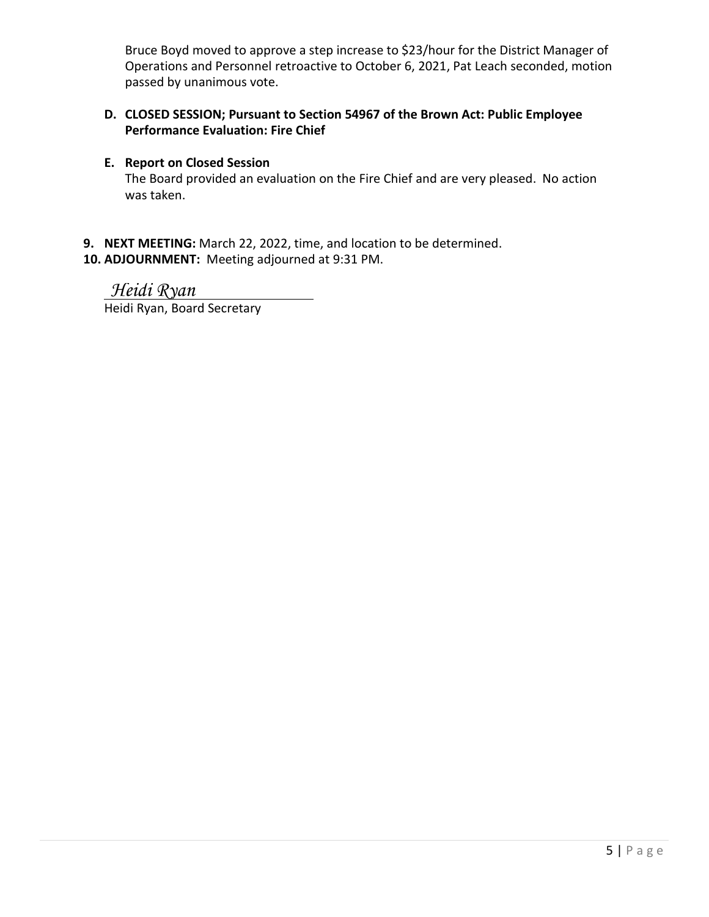Bruce Boyd moved to approve a step increase to $23/hour for the District Manager of Operations and Personnel retroactive to October 6, 2021, Pat Leach seconded, motion passed by unanimous vote.

**D. CLOSED SESSION; Pursuant to Section 54967 of the Brown Act: Public Employee Performance Evaluation: Fire Chief**

**E. Report on Closed Session**

The Board provided an evaluation on the Fire Chief and are very pleased. No action was taken.

**9. NEXT MEETING:** March 22, 2022, time, and location to be determined.

**10. ADJOURNMENT:** Meeting adjourned at 9:31 PM.

*Heidi Ryan*

Heidi Ryan, Board Secretary